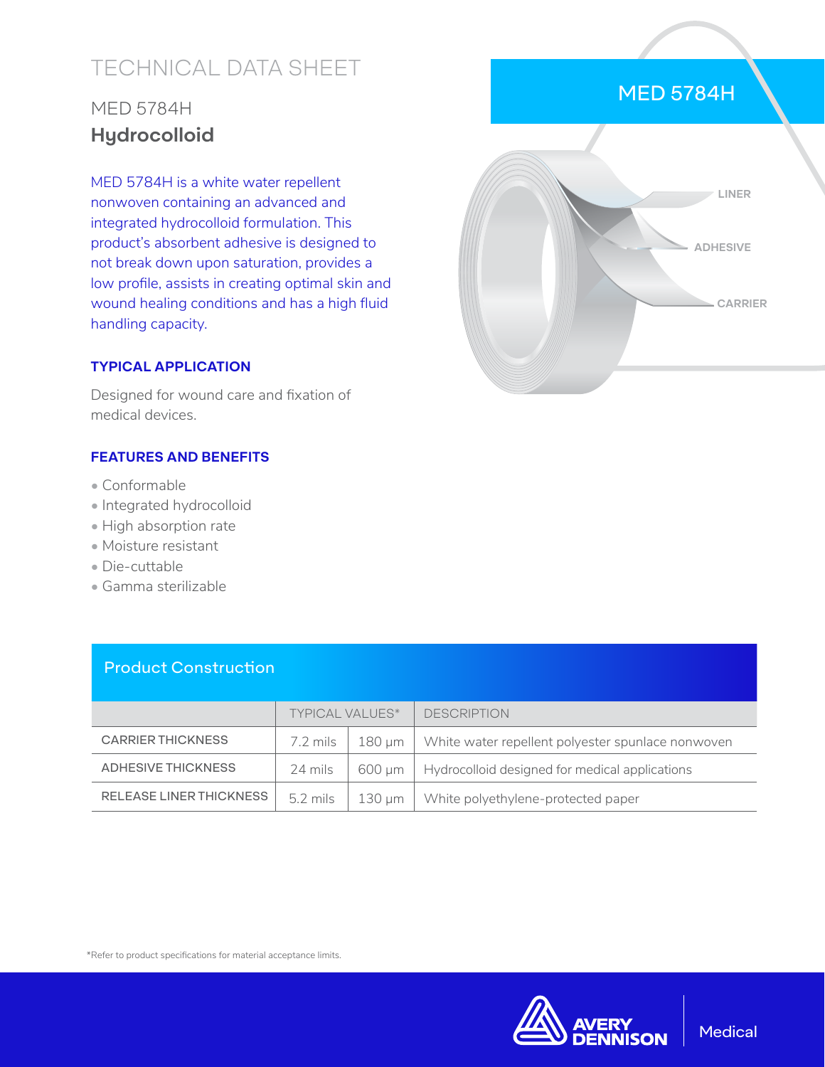# TECHNICAL DATA SHEET

## MED 5784H
## **Hydrocolloid**

MED 5784H is a white water repellent nonwoven containing an advanced and integrated hydrocolloid formulation. This product's absorbent adhesive is designed to not break down upon saturation, provides a low profile, assists in creating optimal skin and wound healing conditions and has a high fluid handling capacity.

### TYPICAL APPLICATION

Designed for wound care and fixation of medical devices.

### FEATURES AND BENEFITS

- Conformable
- Integrated hydrocolloid
- High absorption rate
- Moisture resistant
- Die-cuttable
- Gamma sterilizable

MED 5784H

LINER

ADHESIVE

CARRIER

## Product Construction

| | TYPICAL VALUES* | | DESCRIPTION |
|---|---|---|---|
| CARRIER THICKNESS | 7.2 mils | 180 µm | White water repellent polyester spunlace nonwoven |
| ADHESIVE THICKNESS | 24 mils | 600 µm | Hydrocolloid designed for medical applications |
| RELEASE LINER THICKNESS | 5.2 mils | 130 µm | White polyethylene-protected paper |

*Refer to product specifications for material acceptance limits.

AVERY DENNISON | Medical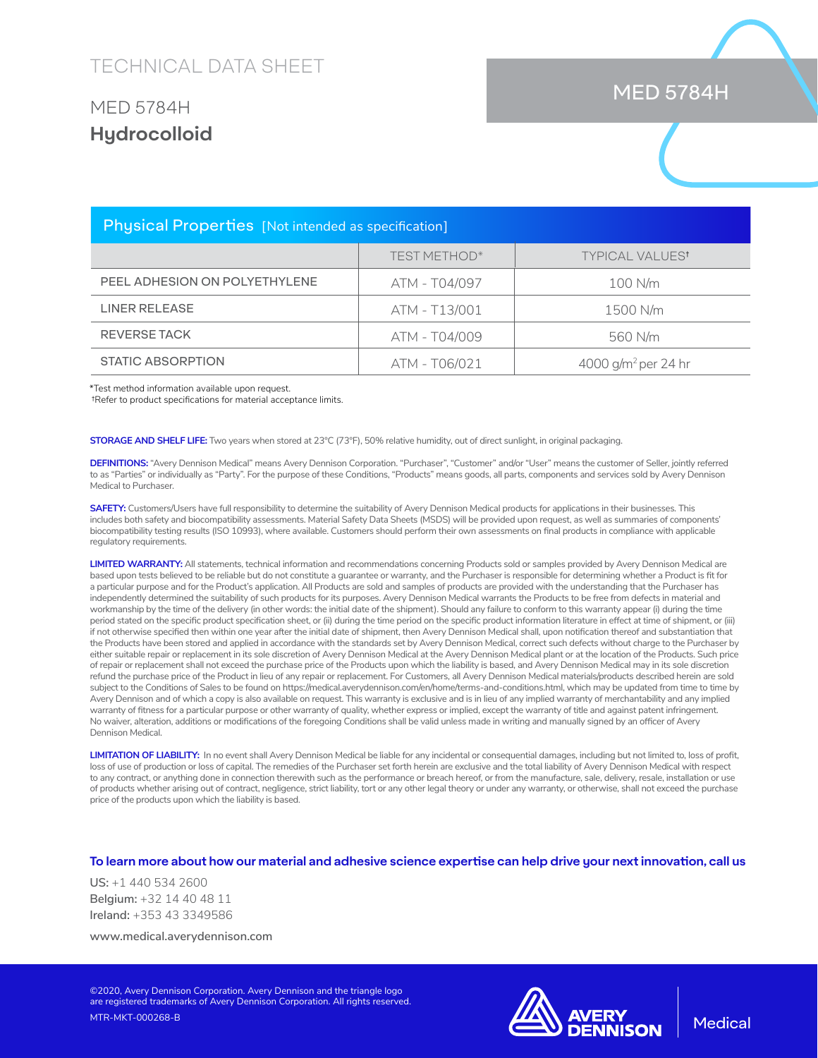TECHNICAL DATA SHEET

# MED 5784H
## Hydrocolloid

MED 5784H

### Physical Properties [Not intended as specification]

| | TEST METHOD* | TYPICAL VALUES† |
|---|---|---|
| PEEL ADHESION ON POLYETHYLENE | ATM - T04/097 | 100 N/m |
| LINER RELEASE | ATM - T13/001 | 1500 N/m |
| REVERSE TACK | ATM - T04/009 | 560 N/m |
| STATIC ABSORPTION | ATM - T06/021 | 4000 $g/m^2$ per 24 hr |

*Test method information available upon request.
†Refer to product specifications for material acceptance limits.

**STORAGE AND SHELF LIFE:** Two years when stored at 23°C (73°F), 50% relative humidity, out of direct sunlight, in original packaging.

**DEFINITIONS:** "Avery Dennison Medical" means Avery Dennison Corporation. "Purchaser", "Customer" and/or "User" means the customer of Seller, jointly referred to as "Parties" or individually as "Party". For the purpose of these Conditions, "Products" means goods, all parts, components and services sold by Avery Dennison Medical to Purchaser.

**SAFETY:** Customers/Users have full responsibility to determine the suitability of Avery Dennison Medical products for applications in their businesses. This includes both safety and biocompatibility assessments. Material Safety Data Sheets (MSDS) will be provided upon request, as well as summaries of components' biocompatibility testing results (ISO 10993), where available. Customers should perform their own assessments on final products in compliance with applicable regulatory requirements.

**LIMITED WARRANTY:** All statements, technical information and recommendations concerning Products sold or samples provided by Avery Dennison Medical are based upon tests believed to be reliable but do not constitute a guarantee or warranty, and the Purchaser is responsible for determining whether a Product is fit for a particular purpose and for the Product's application. All Products are sold and samples of products are provided with the understanding that the Purchaser has independently determined the suitability of such products for its purposes. Avery Dennison Medical warrants the Products to be free from defects in material and workmanship by the time of the delivery (in other words: the initial date of the shipment). Should any failure to conform to this warranty appear (i) during the time period stated on the specific product specification sheet, or (ii) during the time period on the specific product information literature in effect at time of shipment, or (iii) if not otherwise specified then within one year after the initial date of shipment, then Avery Dennison Medical shall, upon notification thereof and substantiation that the Products have been stored and applied in accordance with the standards set by Avery Dennison Medical, correct such defects without charge to the Purchaser by either suitable repair or replacement in its sole discretion of Avery Dennison Medical at the Avery Dennison Medical plant or at the location of the Products. Such price of repair or replacement shall not exceed the purchase price of the Products upon which the liability is based, and Avery Dennison Medical may in its sole discretion refund the purchase price of the Product in lieu of any repair or replacement. For Customers, all Avery Dennison Medical materials/products described herein are sold subject to the Conditions of Sales to be found on https://medical.averydennison.com/en/home/terms-and-conditions.html, which may be updated from time to time by Avery Dennison and of which a copy is also available on request. This warranty is exclusive and is in lieu of any implied warranty of merchantability and any implied warranty of fitness for a particular purpose or other warranty of quality, whether express or implied, except the warranty of title and against patent infringement. No waiver, alteration, additions or modifications of the foregoing Conditions shall be valid unless made in writing and manually signed by an officer of Avery Dennison Medical.

**LIMITATION OF LIABILITY:** In no event shall Avery Dennison Medical be liable for any incidental or consequential damages, including but not limited to, loss of profit, loss of use of production or loss of capital. The remedies of the Purchaser set forth herein are exclusive and the total liability of Avery Dennison Medical with respect to any contract, or anything done in connection therewith such as the performance or breach hereof, or from the manufacture, sale, delivery, resale, installation or use of products whether arising out of contract, negligence, strict liability, tort or any other legal theory or under any warranty, or otherwise, shall not exceed the purchase price of the products upon which the liability is based.

**To learn more about how our material and adhesive science expertise can help drive your next innovation, call us**

**US:** +1 440 534 2600
**Belgium:** +32 14 40 48 11
**Ireland:** +353 43 3349586

**www.medical.averydennison.com**

©2020, Avery Dennison Corporation. Avery Dennison and the triangle logo are registered trademarks of Avery Dennison Corporation. All rights reserved.

MTR-MKT-000268-B

AVERY DENNISON Medical